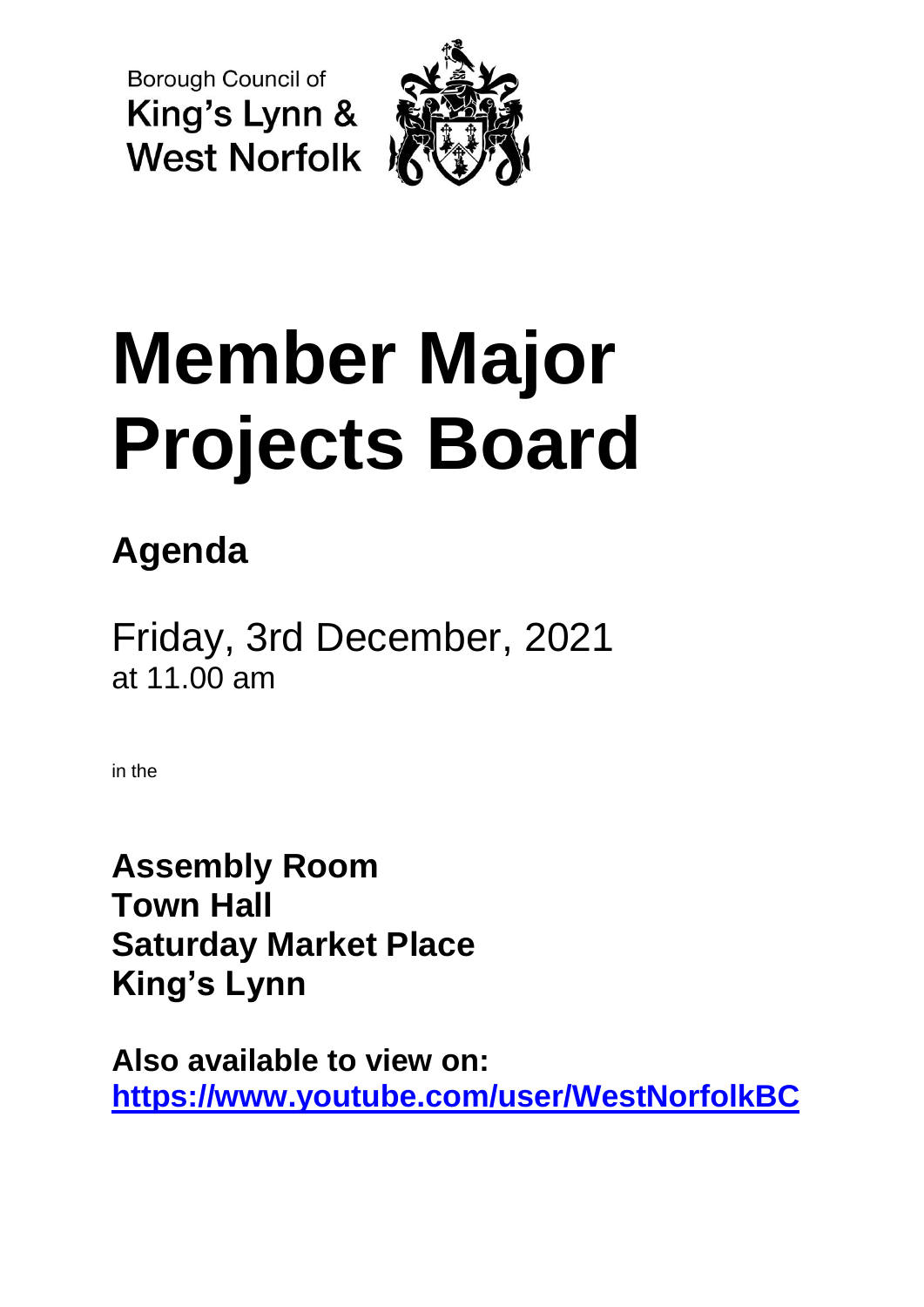Borough Council of
King's Lynn &
West Norfolk

# Member Major Projects Board

## Agenda

Friday, 3rd December, 2021
at 11.00 am

in the

**Assembly Room**
**Town Hall**
**Saturday Market Place**
**King's Lynn**

**Also available to view on:**
**https://www.youtube.com/user/WestNorfolkBC**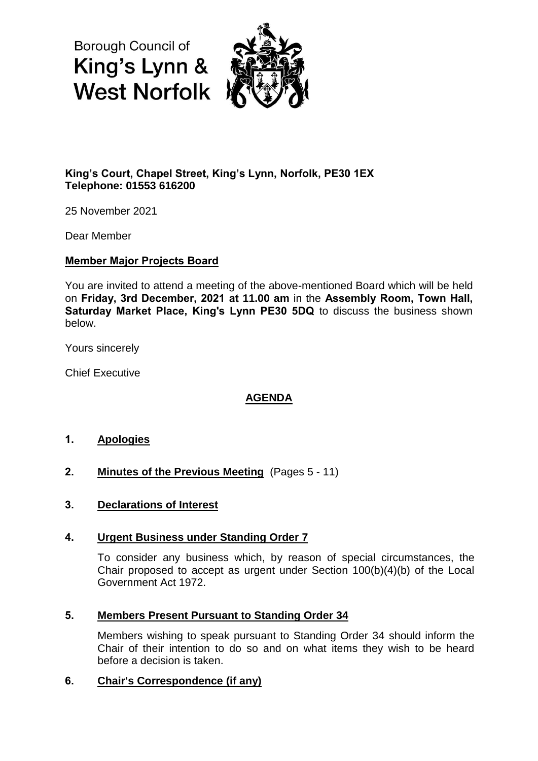Borough Council of
King's Lynn &
West Norfolk

**King's Court, Chapel Street, King's Lynn, Norfolk, PE30 1EX**
**Telephone: 01553 616200**

25 November 2021

Dear Member

**Member Major Projects Board**

You are invited to attend a meeting of the above-mentioned Board which will be held on **Friday, 3rd December, 2021 at 11.00 am** in the **Assembly Room, Town Hall, Saturday Market Place, King's Lynn PE30 5DQ** to discuss the business shown below.

Yours sincerely

Chief Executive

## AGENDA

**1. Apologies**

**2. Minutes of the Previous Meeting** (Pages 5 - 11)

**3. Declarations of Interest**

**4. Urgent Business under Standing Order 7**

To consider any business which, by reason of special circumstances, the Chair proposed to accept as urgent under Section 100(b)(4)(b) of the Local Government Act 1972.

**5. Members Present Pursuant to Standing Order 34**

Members wishing to speak pursuant to Standing Order 34 should inform the Chair of their intention to do so and on what items they wish to be heard before a decision is taken.

**6. Chair's Correspondence (if any)**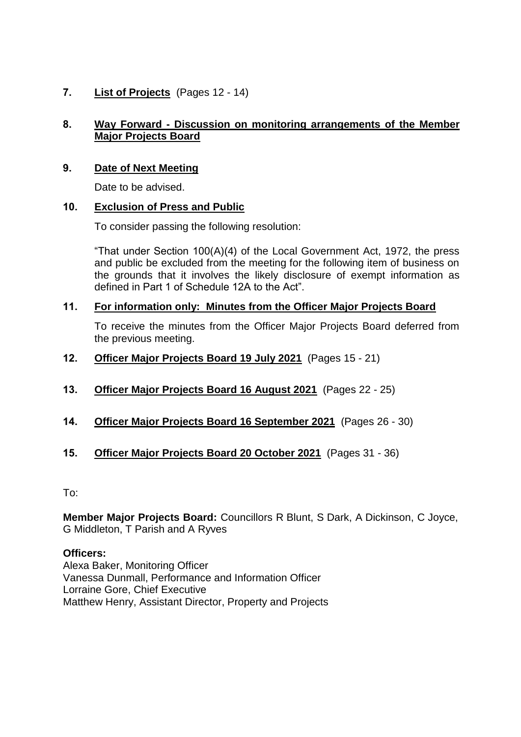**7. List of Projects** (Pages 12 - 14)

**8. Way Forward - Discussion on monitoring arrangements of the Member Major Projects Board**

**9. Date of Next Meeting**

Date to be advised.

**10. Exclusion of Press and Public**

To consider passing the following resolution:

"That under Section 100(A)(4) of the Local Government Act, 1972, the press and public be excluded from the meeting for the following item of business on the grounds that it involves the likely disclosure of exempt information as defined in Part 1 of Schedule 12A to the Act".

**11. For information only: Minutes from the Officer Major Projects Board**

To receive the minutes from the Officer Major Projects Board deferred from the previous meeting.

**12. Officer Major Projects Board 19 July 2021** (Pages 15 - 21)

**13. Officer Major Projects Board 16 August 2021** (Pages 22 - 25)

**14. Officer Major Projects Board 16 September 2021** (Pages 26 - 30)

**15. Officer Major Projects Board 20 October 2021** (Pages 31 - 36)

To:

**Member Major Projects Board:** Councillors R Blunt, S Dark, A Dickinson, C Joyce, G Middleton, T Parish and A Ryves

**Officers:**
Alexa Baker, Monitoring Officer
Vanessa Dunmall, Performance and Information Officer
Lorraine Gore, Chief Executive
Matthew Henry, Assistant Director, Property and Projects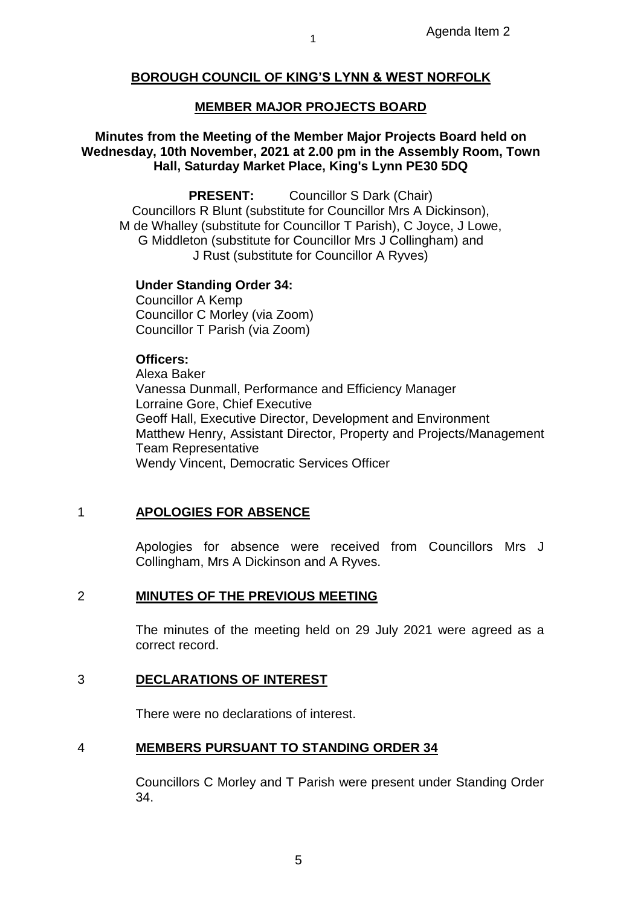Agenda Item 2

**BOROUGH COUNCIL OF KING'S LYNN & WEST NORFOLK**

**MEMBER MAJOR PROJECTS BOARD**

**Minutes from the Meeting of the Member Major Projects Board held on Wednesday, 10th November, 2021 at 2.00 pm in the Assembly Room, Town Hall, Saturday Market Place, King's Lynn PE30 5DQ**

**PRESENT:** Councillor S Dark (Chair)
Councillors R Blunt (substitute for Councillor Mrs A Dickinson), M de Whalley (substitute for Councillor T Parish), C Joyce, J Lowe, G Middleton (substitute for Councillor Mrs J Collingham) and J Rust (substitute for Councillor A Ryves)

**Under Standing Order 34:**
Councillor A Kemp
Councillor C Morley (via Zoom)
Councillor T Parish (via Zoom)

**Officers:**
Alexa Baker
Vanessa Dunmall, Performance and Efficiency Manager
Lorraine Gore, Chief Executive
Geoff Hall, Executive Director, Development and Environment
Matthew Henry, Assistant Director, Property and Projects/Management Team Representative
Wendy Vincent, Democratic Services Officer

## 1 APOLOGIES FOR ABSENCE

Apologies for absence were received from Councillors Mrs J Collingham, Mrs A Dickinson and A Ryves.

## 2 MINUTES OF THE PREVIOUS MEETING

The minutes of the meeting held on 29 July 2021 were agreed as a correct record.

## 3 DECLARATIONS OF INTEREST

There were no declarations of interest.

## 4 MEMBERS PURSUANT TO STANDING ORDER 34

Councillors C Morley and T Parish were present under Standing Order 34.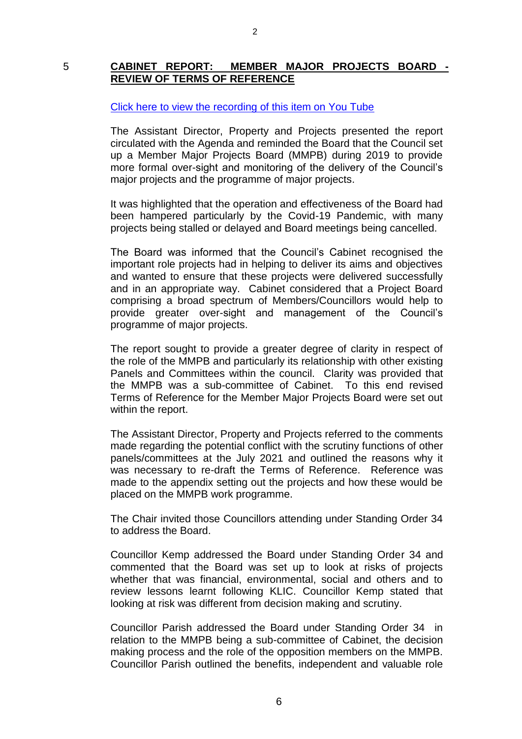5 **CABINET REPORT: MEMBER MAJOR PROJECTS BOARD - REVIEW OF TERMS OF REFERENCE**

Click here to view the recording of this item on You Tube

The Assistant Director, Property and Projects presented the report circulated with the Agenda and reminded the Board that the Council set up a Member Major Projects Board (MMPB) during 2019 to provide more formal over-sight and monitoring of the delivery of the Council's major projects and the programme of major projects.

It was highlighted that the operation and effectiveness of the Board had been hampered particularly by the Covid-19 Pandemic, with many projects being stalled or delayed and Board meetings being cancelled.

The Board was informed that the Council's Cabinet recognised the important role projects had in helping to deliver its aims and objectives and wanted to ensure that these projects were delivered successfully and in an appropriate way. Cabinet considered that a Project Board comprising a broad spectrum of Members/Councillors would help to provide greater over-sight and management of the Council's programme of major projects.

The report sought to provide a greater degree of clarity in respect of the role of the MMPB and particularly its relationship with other existing Panels and Committees within the council. Clarity was provided that the MMPB was a sub-committee of Cabinet. To this end revised Terms of Reference for the Member Major Projects Board were set out within the report.

The Assistant Director, Property and Projects referred to the comments made regarding the potential conflict with the scrutiny functions of other panels/committees at the July 2021 and outlined the reasons why it was necessary to re-draft the Terms of Reference. Reference was made to the appendix setting out the projects and how these would be placed on the MMPB work programme.

The Chair invited those Councillors attending under Standing Order 34 to address the Board.

Councillor Kemp addressed the Board under Standing Order 34 and commented that the Board was set up to look at risks of projects whether that was financial, environmental, social and others and to review lessons learnt following KLIC. Councillor Kemp stated that looking at risk was different from decision making and scrutiny.

Councillor Parish addressed the Board under Standing Order 34 in relation to the MMPB being a sub-committee of Cabinet, the decision making process and the role of the opposition members on the MMPB. Councillor Parish outlined the benefits, independent and valuable role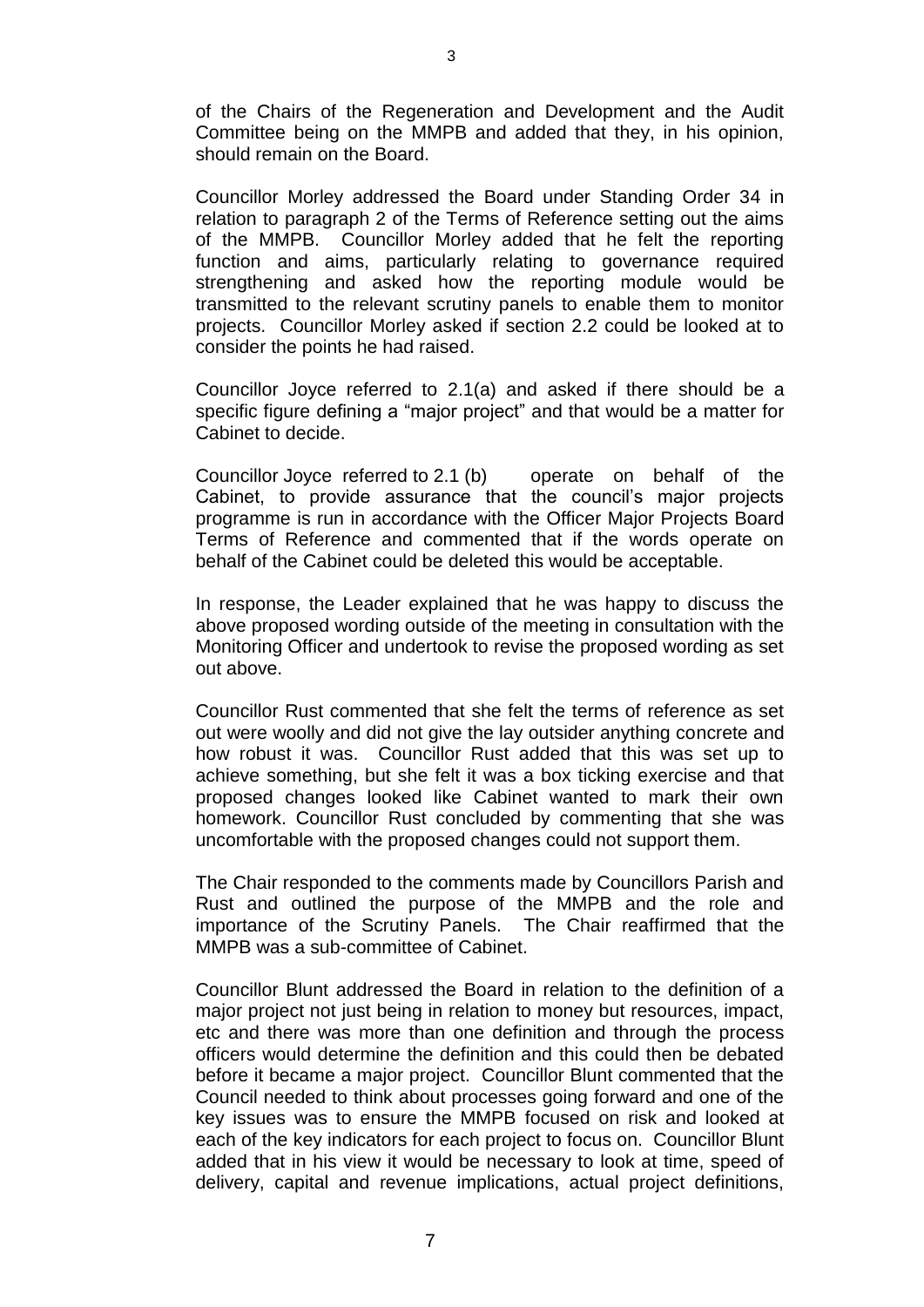of the Chairs of the Regeneration and Development and the Audit Committee being on the MMPB and added that they, in his opinion, should remain on the Board.

Councillor Morley addressed the Board under Standing Order 34 in relation to paragraph 2 of the Terms of Reference setting out the aims of the MMPB. Councillor Morley added that he felt the reporting function and aims, particularly relating to governance required strengthening and asked how the reporting module would be transmitted to the relevant scrutiny panels to enable them to monitor projects. Councillor Morley asked if section 2.2 could be looked at to consider the points he had raised.

Councillor Joyce referred to 2.1(a) and asked if there should be a specific figure defining a "major project" and that would be a matter for Cabinet to decide.

Councillor Joyce referred to 2.1 (b) operate on behalf of the Cabinet, to provide assurance that the council's major projects programme is run in accordance with the Officer Major Projects Board Terms of Reference and commented that if the words operate on behalf of the Cabinet could be deleted this would be acceptable.

In response, the Leader explained that he was happy to discuss the above proposed wording outside of the meeting in consultation with the Monitoring Officer and undertook to revise the proposed wording as set out above.

Councillor Rust commented that she felt the terms of reference as set out were woolly and did not give the lay outsider anything concrete and how robust it was. Councillor Rust added that this was set up to achieve something, but she felt it was a box ticking exercise and that proposed changes looked like Cabinet wanted to mark their own homework. Councillor Rust concluded by commenting that she was uncomfortable with the proposed changes could not support them.

The Chair responded to the comments made by Councillors Parish and Rust and outlined the purpose of the MMPB and the role and importance of the Scrutiny Panels. The Chair reaffirmed that the MMPB was a sub-committee of Cabinet.

Councillor Blunt addressed the Board in relation to the definition of a major project not just being in relation to money but resources, impact, etc and there was more than one definition and through the process officers would determine the definition and this could then be debated before it became a major project. Councillor Blunt commented that the Council needed to think about processes going forward and one of the key issues was to ensure the MMPB focused on risk and looked at each of the key indicators for each project to focus on. Councillor Blunt added that in his view it would be necessary to look at time, speed of delivery, capital and revenue implications, actual project definitions,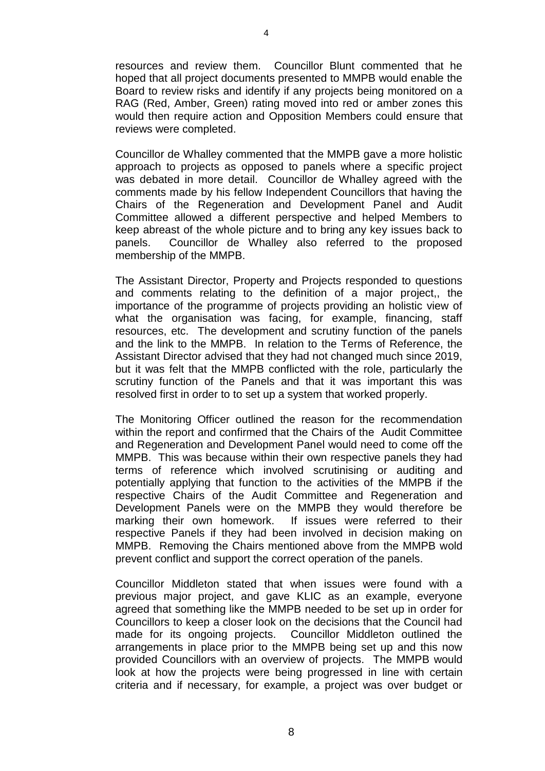resources and review them. Councillor Blunt commented that he hoped that all project documents presented to MMPB would enable the Board to review risks and identify if any projects being monitored on a RAG (Red, Amber, Green) rating moved into red or amber zones this would then require action and Opposition Members could ensure that reviews were completed.

Councillor de Whalley commented that the MMPB gave a more holistic approach to projects as opposed to panels where a specific project was debated in more detail. Councillor de Whalley agreed with the comments made by his fellow Independent Councillors that having the Chairs of the Regeneration and Development Panel and Audit Committee allowed a different perspective and helped Members to keep abreast of the whole picture and to bring any key issues back to panels. Councillor de Whalley also referred to the proposed membership of the MMPB.

The Assistant Director, Property and Projects responded to questions and comments relating to the definition of a major project,, the importance of the programme of projects providing an holistic view of what the organisation was facing, for example, financing, staff resources, etc. The development and scrutiny function of the panels and the link to the MMPB. In relation to the Terms of Reference, the Assistant Director advised that they had not changed much since 2019, but it was felt that the MMPB conflicted with the role, particularly the scrutiny function of the Panels and that it was important this was resolved first in order to to set up a system that worked properly.

The Monitoring Officer outlined the reason for the recommendation within the report and confirmed that the Chairs of the Audit Committee and Regeneration and Development Panel would need to come off the MMPB. This was because within their own respective panels they had terms of reference which involved scrutinising or auditing and potentially applying that function to the activities of the MMPB if the respective Chairs of the Audit Committee and Regeneration and Development Panels were on the MMPB they would therefore be marking their own homework. If issues were referred to their respective Panels if they had been involved in decision making on MMPB. Removing the Chairs mentioned above from the MMPB wold prevent conflict and support the correct operation of the panels.

Councillor Middleton stated that when issues were found with a previous major project, and gave KLIC as an example, everyone agreed that something like the MMPB needed to be set up in order for Councillors to keep a closer look on the decisions that the Council had made for its ongoing projects. Councillor Middleton outlined the arrangements in place prior to the MMPB being set up and this now provided Councillors with an overview of projects. The MMPB would look at how the projects were being progressed in line with certain criteria and if necessary, for example, a project was over budget or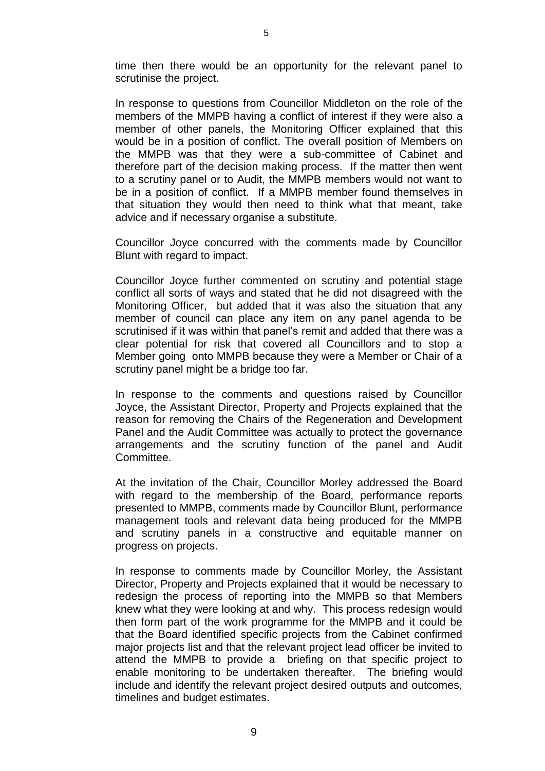time then there would be an opportunity for the relevant panel to scrutinise the project.

In response to questions from Councillor Middleton on the role of the members of the MMPB having a conflict of interest if they were also a member of other panels, the Monitoring Officer explained that this would be in a position of conflict. The overall position of Members on the MMPB was that they were a sub-committee of Cabinet and therefore part of the decision making process. If the matter then went to a scrutiny panel or to Audit, the MMPB members would not want to be in a position of conflict. If a MMPB member found themselves in that situation they would then need to think what that meant, take advice and if necessary organise a substitute.

Councillor Joyce concurred with the comments made by Councillor Blunt with regard to impact.

Councillor Joyce further commented on scrutiny and potential stage conflict all sorts of ways and stated that he did not disagreed with the Monitoring Officer, but added that it was also the situation that any member of council can place any item on any panel agenda to be scrutinised if it was within that panel's remit and added that there was a clear potential for risk that covered all Councillors and to stop a Member going onto MMPB because they were a Member or Chair of a scrutiny panel might be a bridge too far.

In response to the comments and questions raised by Councillor Joyce, the Assistant Director, Property and Projects explained that the reason for removing the Chairs of the Regeneration and Development Panel and the Audit Committee was actually to protect the governance arrangements and the scrutiny function of the panel and Audit Committee.

At the invitation of the Chair, Councillor Morley addressed the Board with regard to the membership of the Board, performance reports presented to MMPB, comments made by Councillor Blunt, performance management tools and relevant data being produced for the MMPB and scrutiny panels in a constructive and equitable manner on progress on projects.

In response to comments made by Councillor Morley, the Assistant Director, Property and Projects explained that it would be necessary to redesign the process of reporting into the MMPB so that Members knew what they were looking at and why. This process redesign would then form part of the work programme for the MMPB and it could be that the Board identified specific projects from the Cabinet confirmed major projects list and that the relevant project lead officer be invited to attend the MMPB to provide a briefing on that specific project to enable monitoring to be undertaken thereafter. The briefing would include and identify the relevant project desired outputs and outcomes, timelines and budget estimates.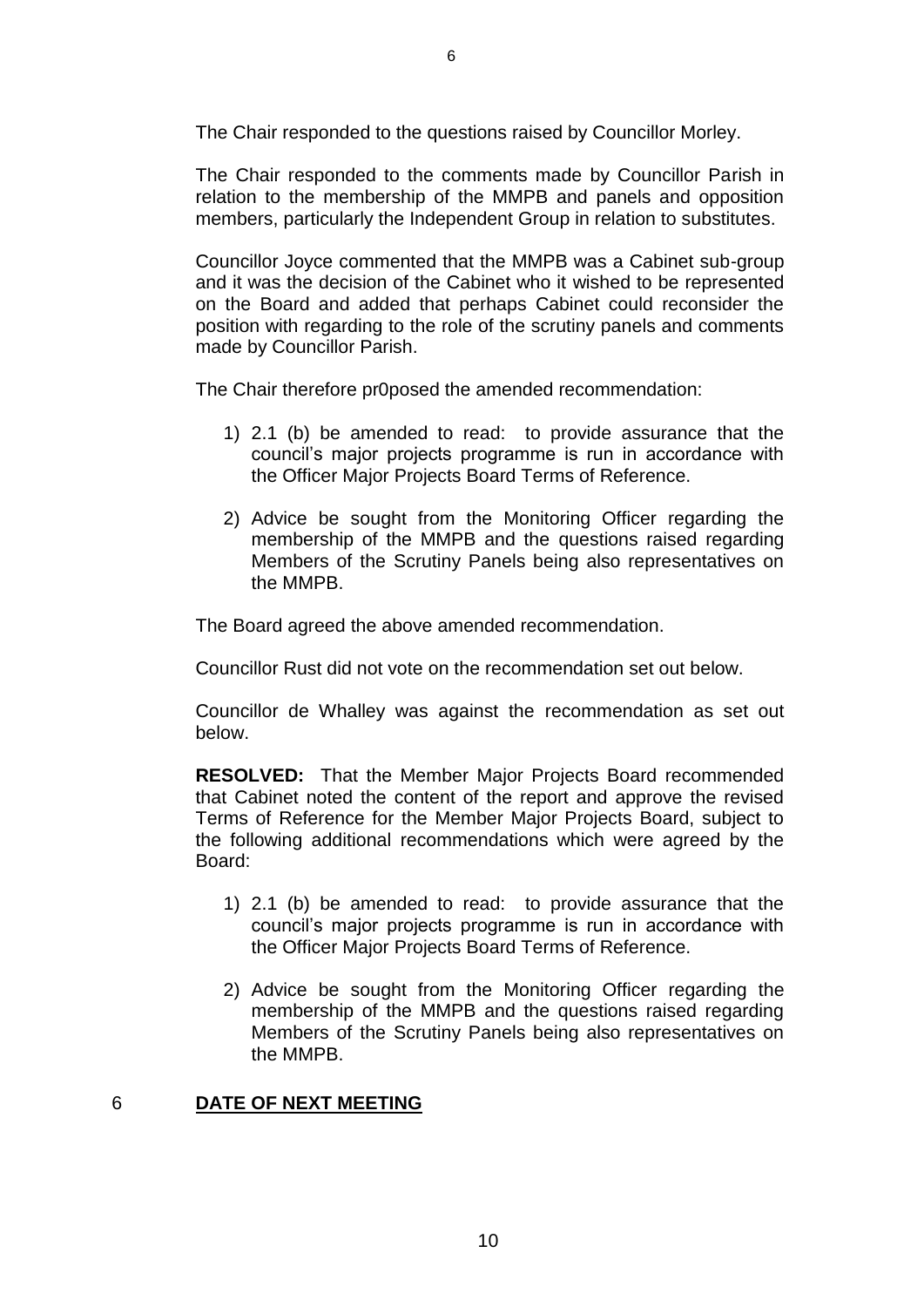The Chair responded to the questions raised by Councillor Morley.

The Chair responded to the comments made by Councillor Parish in relation to the membership of the MMPB and panels and opposition members, particularly the Independent Group in relation to substitutes.

Councillor Joyce commented that the MMPB was a Cabinet sub-group and it was the decision of the Cabinet who it wished to be represented on the Board and added that perhaps Cabinet could reconsider the position with regarding to the role of the scrutiny panels and comments made by Councillor Parish.

The Chair therefore pr0posed the amended recommendation:

1) 2.1 (b) be amended to read: to provide assurance that the council's major projects programme is run in accordance with the Officer Major Projects Board Terms of Reference.
2) Advice be sought from the Monitoring Officer regarding the membership of the MMPB and the questions raised regarding Members of the Scrutiny Panels being also representatives on the MMPB.

The Board agreed the above amended recommendation.

Councillor Rust did not vote on the recommendation set out below.

Councillor de Whalley was against the recommendation as set out below.

**RESOLVED:** That the Member Major Projects Board recommended that Cabinet noted the content of the report and approve the revised Terms of Reference for the Member Major Projects Board, subject to the following additional recommendations which were agreed by the Board:

1) 2.1 (b) be amended to read: to provide assurance that the council's major projects programme is run in accordance with the Officer Major Projects Board Terms of Reference.
2) Advice be sought from the Monitoring Officer regarding the membership of the MMPB and the questions raised regarding Members of the Scrutiny Panels being also representatives on the MMPB.

## 6 DATE OF NEXT MEETING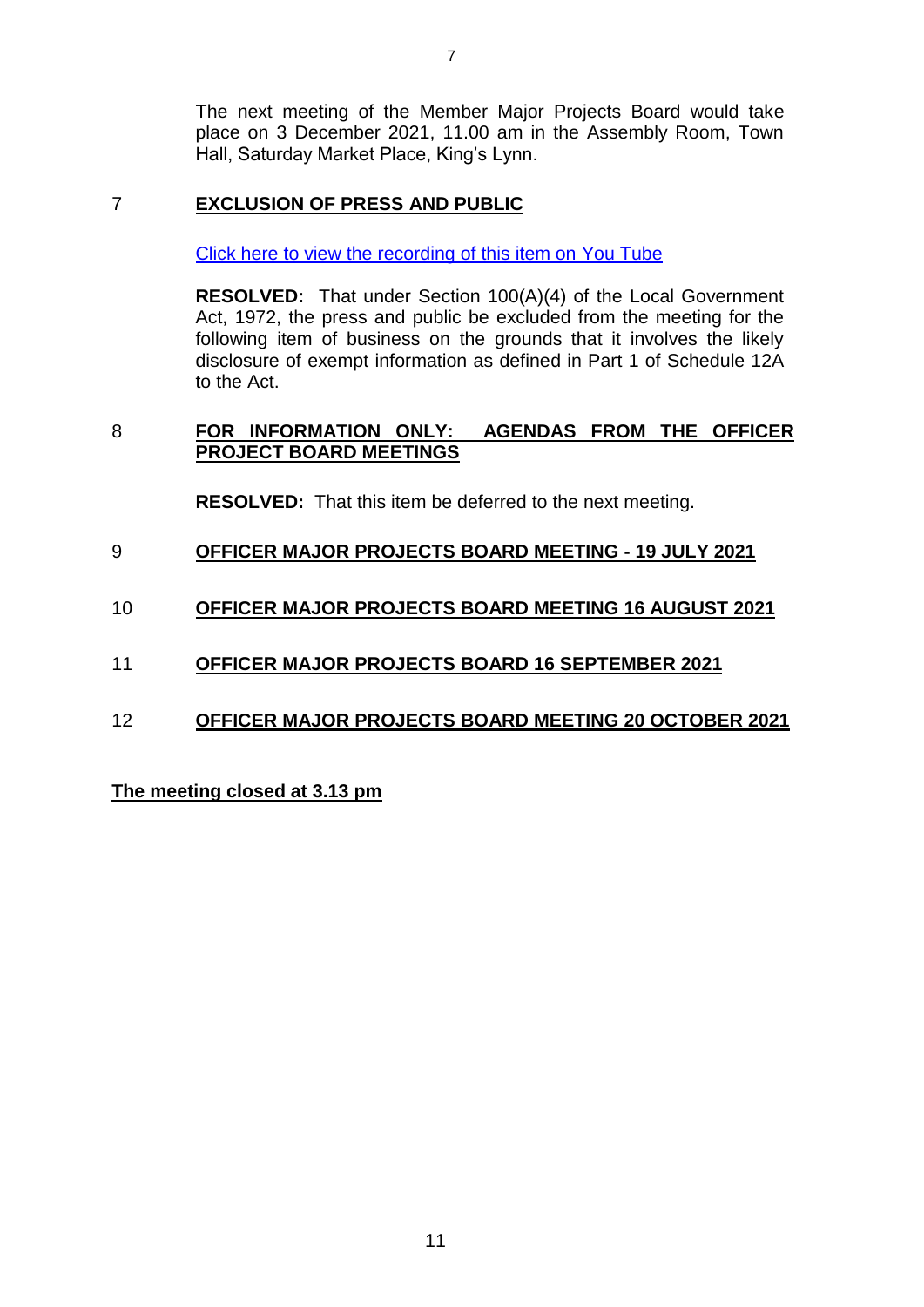The next meeting of the Member Major Projects Board would take place on 3 December 2021, 11.00 am in the Assembly Room, Town Hall, Saturday Market Place, King's Lynn.

7 **EXCLUSION OF PRESS AND PUBLIC**

[Click here to view the recording of this item on You Tube]

**RESOLVED:** That under Section 100(A)(4) of the Local Government Act, 1972, the press and public be excluded from the meeting for the following item of business on the grounds that it involves the likely disclosure of exempt information as defined in Part 1 of Schedule 12A to the Act.

8 **FOR INFORMATION ONLY: AGENDAS FROM THE OFFICER PROJECT BOARD MEETINGS**

**RESOLVED:** That this item be deferred to the next meeting.

9 **OFFICER MAJOR PROJECTS BOARD MEETING - 19 JULY 2021**

10 **OFFICER MAJOR PROJECTS BOARD MEETING 16 AUGUST 2021**

11 **OFFICER MAJOR PROJECTS BOARD 16 SEPTEMBER 2021**

12 **OFFICER MAJOR PROJECTS BOARD MEETING 20 OCTOBER 2021**

**The meeting closed at 3.13 pm**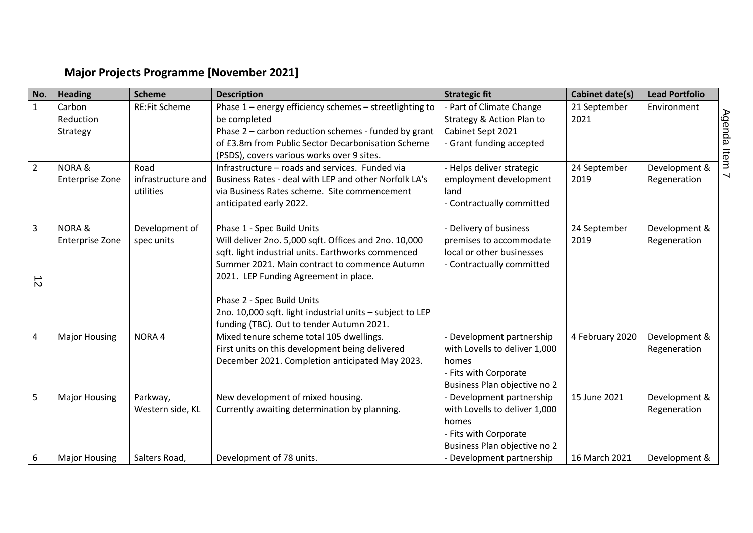## Major Projects Programme [November 2021]

| No. | Heading | Scheme | Description | Strategic fit | Cabinet date(s) | Lead Portfolio |
|---|---|---|---|---|---|---|
| 1 | Carbon Reduction Strategy | RE:Fit Scheme | Phase 1 – energy efficiency schemes – streetlighting to be completed<br>Phase 2 – carbon reduction schemes - funded by grant of £3.8m from Public Sector Decarbonisation Scheme (PSDS), covers various works over 9 sites. | - Part of Climate Change Strategy & Action Plan to Cabinet Sept 2021<br>- Grant funding accepted | 21 September 2021 | Environment |
| 2 | NORA & Enterprise Zone | Road infrastructure and utilities | Infrastructure – roads and services. Funded via Business Rates - deal with LEP and other Norfolk LA's via Business Rates scheme. Site commencement anticipated early 2022. | - Helps deliver strategic employment development land<br>- Contractually committed | 24 September 2019 | Development & Regeneration |
| 3 | NORA & Enterprise Zone | Development of spec units | Phase 1 - Spec Build Units<br>Will deliver 2no. 5,000 sqft. Offices and 2no. 10,000 sqft. light industrial units. Earthworks commenced Summer 2021. Main contract to commence Autumn 2021. LEP Funding Agreement in place.<br><br>Phase 2 - Spec Build Units<br>2no. 10,000 sqft. light industrial units – subject to LEP funding (TBC). Out to tender Autumn 2021. | - Delivery of business premises to accommodate local or other businesses<br>- Contractually committed | 24 September 2019 | Development & Regeneration |
| 4 | Major Housing | NORA 4 | Mixed tenure scheme total 105 dwellings.<br>First units on this development being delivered December 2021. Completion anticipated May 2023. | - Development partnership with Lovells to deliver 1,000 homes<br>- Fits with Corporate Business Plan objective no 2 | 4 February 2020 | Development & Regeneration |
| 5 | Major Housing | Parkway, Western side, KL | New development of mixed housing.<br>Currently awaiting determination by planning. | - Development partnership with Lovells to deliver 1,000 homes<br>- Fits with Corporate Business Plan objective no 2 | 15 June 2021 | Development & Regeneration |
| 6 | Major Housing | Salters Road, | Development of 78 units. | - Development partnership | 16 March 2021 | Development & |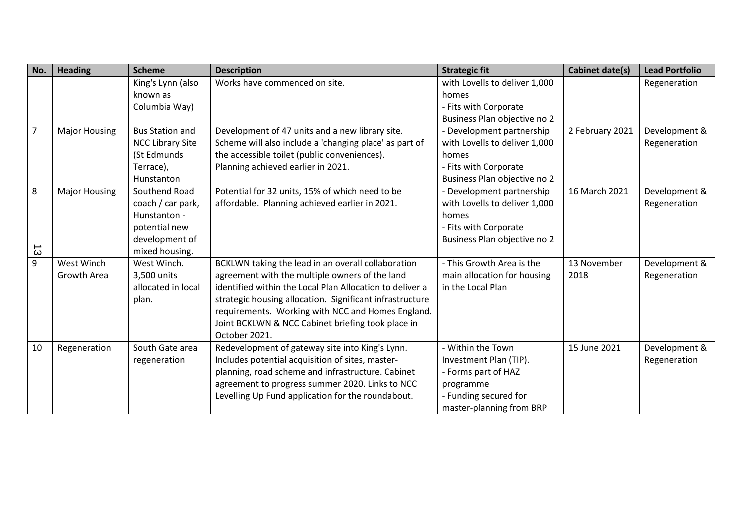| No. | Heading | Scheme | Description | Strategic fit | Cabinet date(s) | Lead Portfolio |
|---|---|---|---|---|---|---|
| | | King's Lynn (also known as Columbia Way) | Works have commenced on site. | with Lovells to deliver 1,000 homes<br>- Fits with Corporate Business Plan objective no 2 | | Regeneration |
| 7 | Major Housing | Bus Station and NCC Library Site (St Edmunds Terrace), Hunstanton | Development of 47 units and a new library site. Scheme will also include a 'changing place' as part of the accessible toilet (public conveniences). Planning achieved earlier in 2021. | - Development partnership with Lovells to deliver 1,000 homes<br>- Fits with Corporate Business Plan objective no 2 | 2 February 2021 | Development & Regeneration |
| 8 | Major Housing | Southend Road coach / car park, Hunstanton - potential new development of mixed housing. | Potential for 32 units, 15% of which need to be affordable. Planning achieved earlier in 2021. | - Development partnership with Lovells to deliver 1,000 homes<br>- Fits with Corporate Business Plan objective no 2 | 16 March 2021 | Development & Regeneration |
| 9 | West Winch Growth Area | West Winch. 3,500 units allocated in local plan. | BCKLWN taking the lead in an overall collaboration agreement with the multiple owners of the land identified within the Local Plan Allocation to deliver a strategic housing allocation. Significant infrastructure requirements. Working with NCC and Homes England. Joint BCKLWN & NCC Cabinet briefing took place in October 2021. | - This Growth Area is the main allocation for housing in the Local Plan | 13 November 2018 | Development & Regeneration |
| 10 | Regeneration | South Gate area regeneration | Redevelopment of gateway site into King's Lynn. Includes potential acquisition of sites, master-planning, road scheme and infrastructure. Cabinet agreement to progress summer 2020. Links to NCC Levelling Up Fund application for the roundabout. | - Within the Town Investment Plan (TIP).<br>- Forms part of HAZ programme<br>- Funding secured for master-planning from BRP | 15 June 2021 | Development & Regeneration |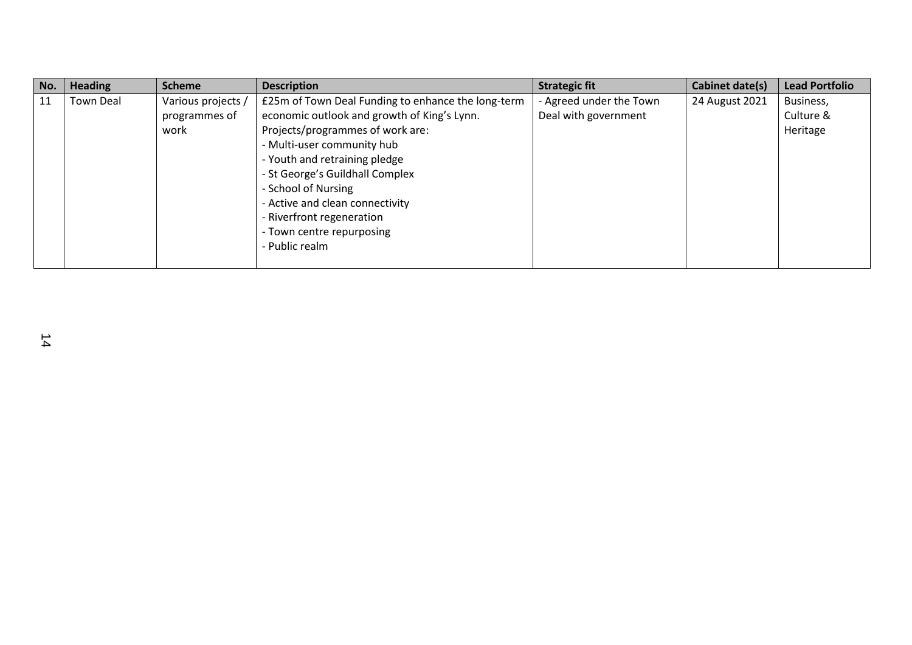| No. | Heading | Scheme | Description | Strategic fit | Cabinet date(s) | Lead Portfolio |
|---|---|---|---|---|---|---|
| 11 | Town Deal | Various projects / programmes of work | £25m of Town Deal Funding to enhance the long-term economic outlook and growth of King's Lynn.<br>Projects/programmes of work are:<br>- Multi-user community hub<br>- Youth and retraining pledge<br>- St George's Guildhall Complex<br>- School of Nursing<br>- Active and clean connectivity<br>- Riverfront regeneration<br>- Town centre repurposing<br>- Public realm | - Agreed under the Town Deal with government | 24 August 2021 | Business, Culture & Heritage |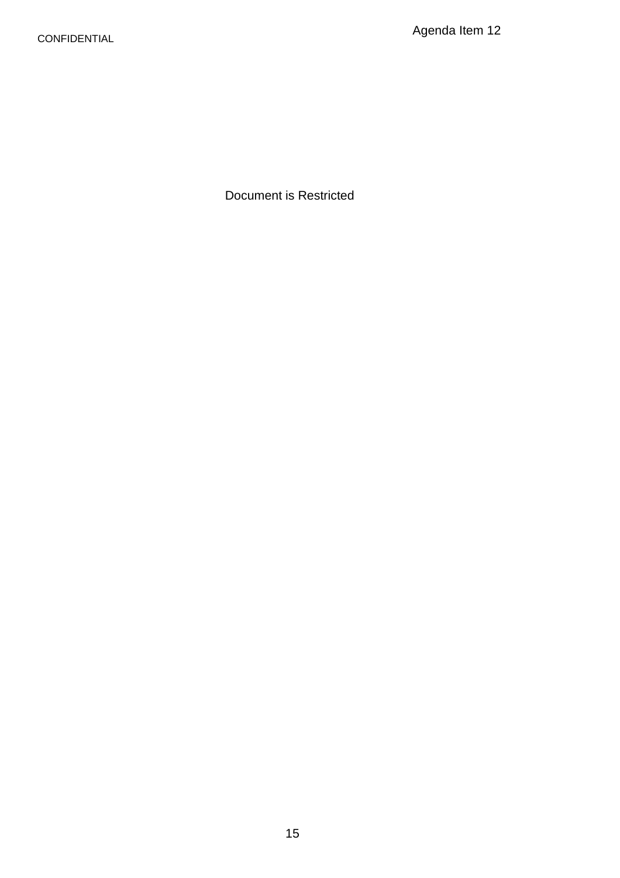CONFIDENTIAL

Agenda Item 12

Document is Restricted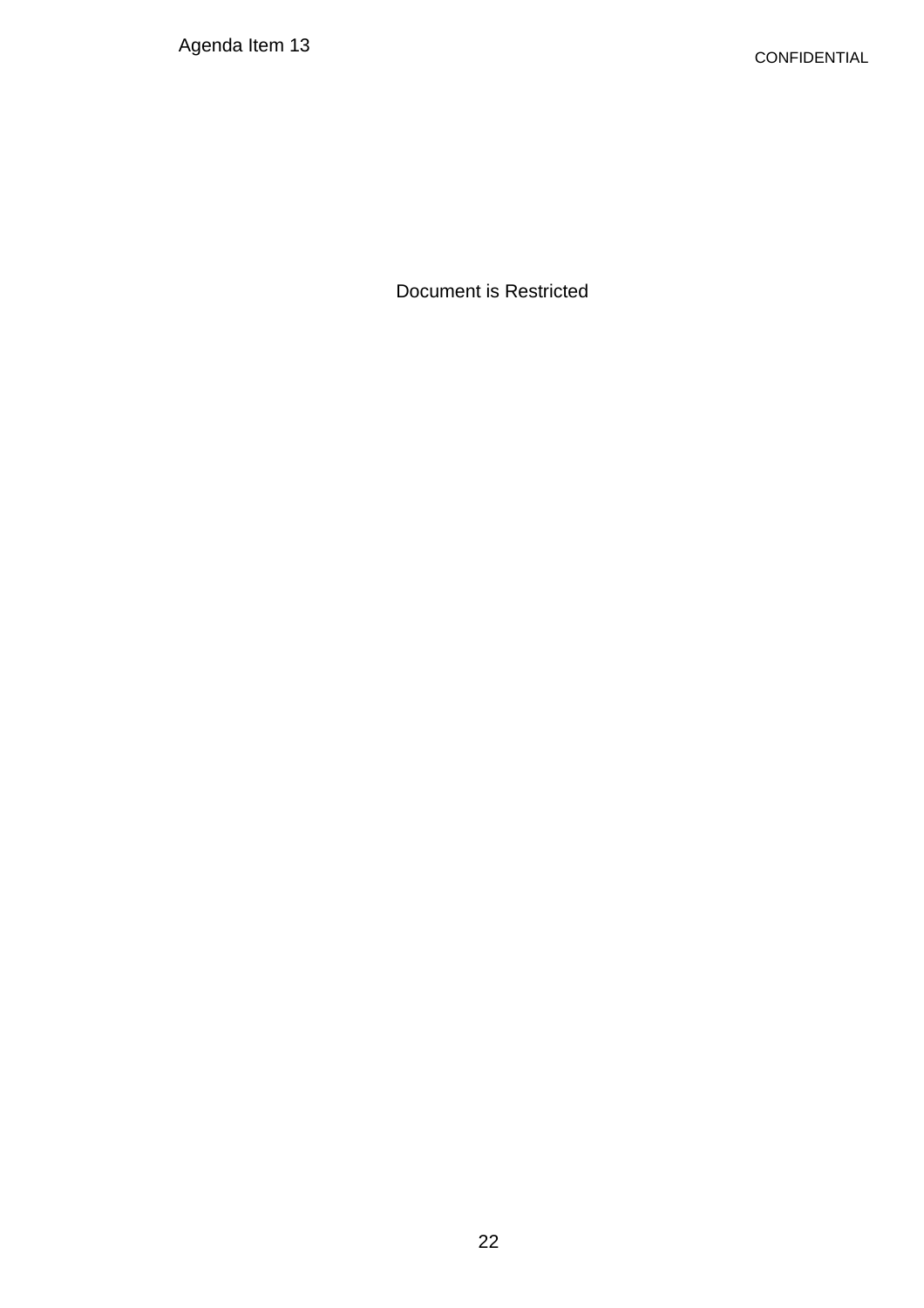Agenda Item 13

CONFIDENTIAL

Document is Restricted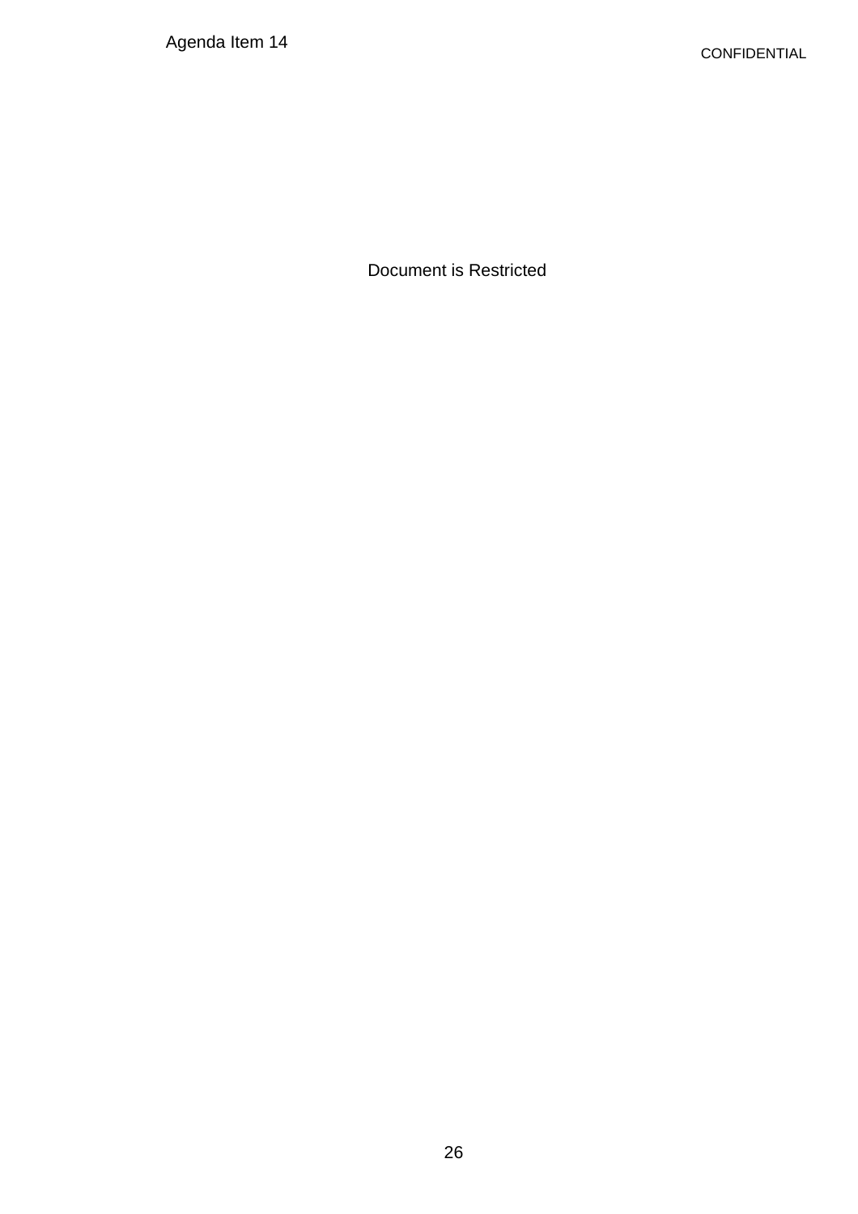Agenda Item 14

CONFIDENTIAL

Document is Restricted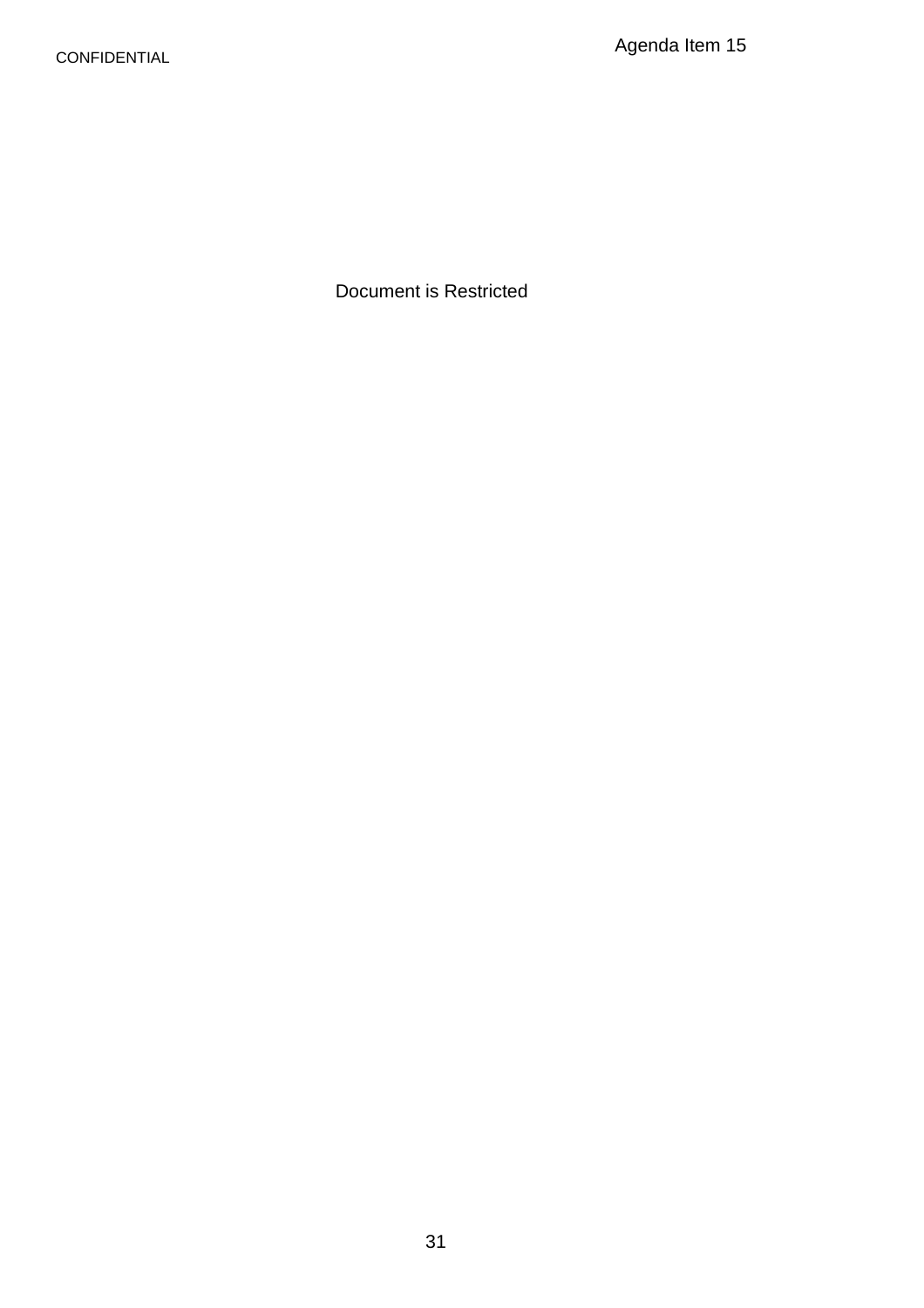CONFIDENTIAL

Agenda Item 15

Document is Restricted